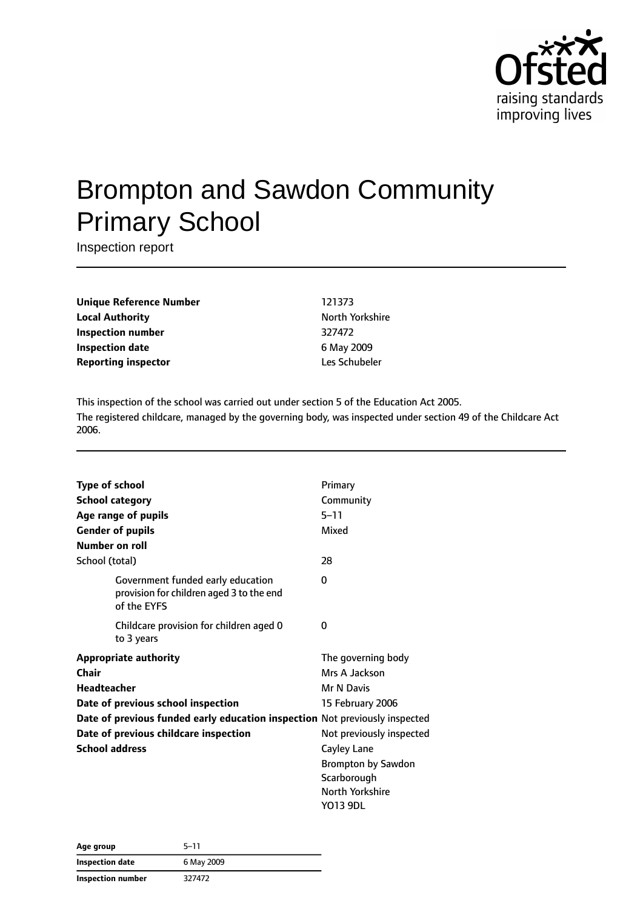# Brompton and Sawdon Community Primary School

Inspection report

| | |
|---|---|
| **Unique Reference Number** | 121373 |
| **Local Authority** | North Yorkshire |
| **Inspection number** | 327472 |
| **Inspection date** | 6 May 2009 |
| **Reporting inspector** | Les Schubeler |

This inspection of the school was carried out under section 5 of the Education Act 2005.

The registered childcare, managed by the governing body, was inspected under section 49 of the Childcare Act 2006.

| | |
|---|---|
| **Type of school** | Primary |
| **School category** | Community |
| **Age range of pupils** | 5–11 |
| **Gender of pupils** | Mixed |
| **Number on roll** | |
| School (total) | 28 |
| Government funded early education provision for children aged 3 to the end of the EYFS | 0 |
| Childcare provision for children aged 0 to 3 years | 0 |
| **Appropriate authority** | The governing body |
| **Chair** | Mrs A Jackson |
| **Headteacher** | Mr N Davis |
| **Date of previous school inspection** | 15 February 2006 |
| **Date of previous funded early education inspection** | Not previously inspected |
| **Date of previous childcare inspection** | Not previously inspected |
| **School address** | Cayley Lane<br>Brompton by Sawdon<br>Scarborough<br>North Yorkshire<br>YO13 9DL |

| | |
|---|---|
| **Age group** | 5–11 |
| **Inspection date** | 6 May 2009 |
| **Inspection number** | 327472 |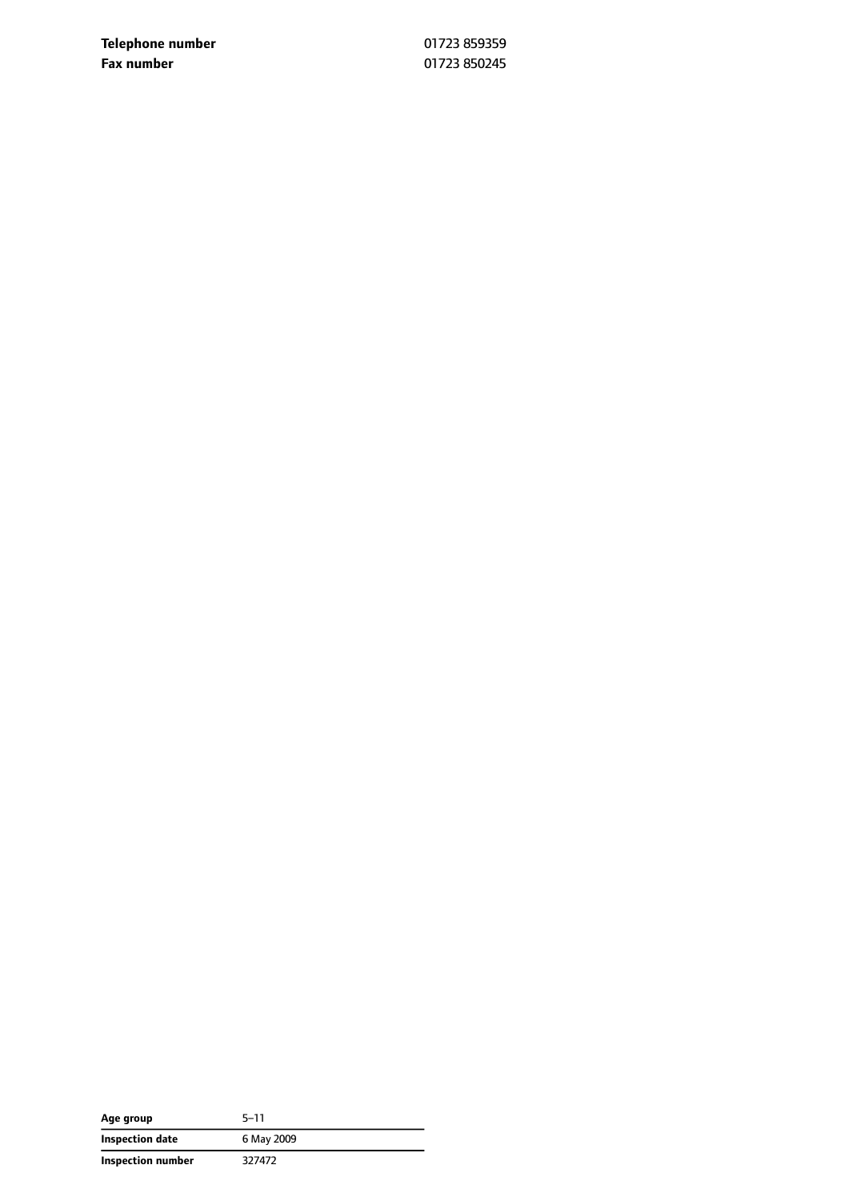| | |
|---|---|
| **Telephone number** | 01723 859359 |
| **Fax number** | 01723 850245 |

| | |
|---|---|
| **Age group** | 5–11 |
| **Inspection date** | 6 May 2009 |
| **Inspection number** | 327472 |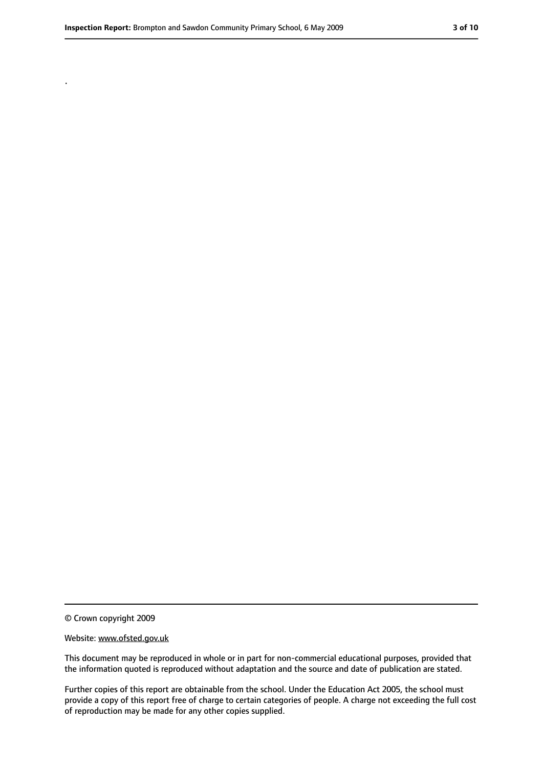.

© Crown copyright 2009

Website: www.ofsted.gov.uk

This document may be reproduced in whole or in part for non-commercial educational purposes, provided that the information quoted is reproduced without adaptation and the source and date of publication are stated.

Further copies of this report are obtainable from the school. Under the Education Act 2005, the school must provide a copy of this report free of charge to certain categories of people. A charge not exceeding the full cost of reproduction may be made for any other copies supplied.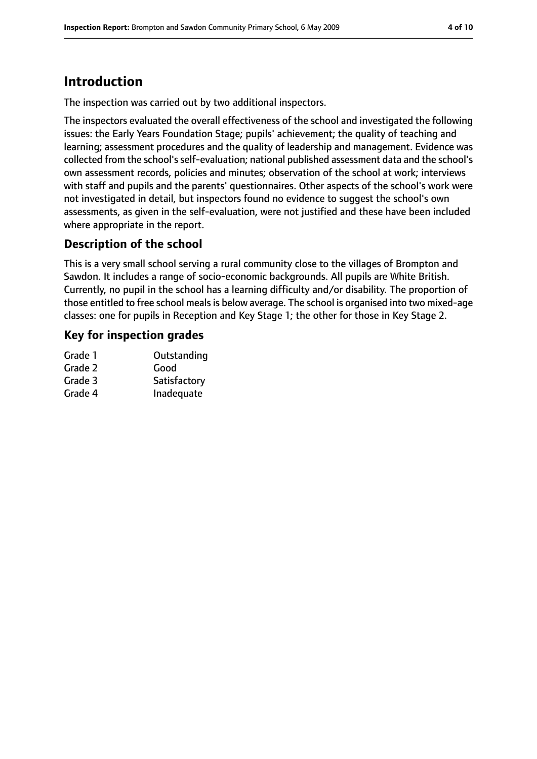# Introduction

The inspection was carried out by two additional inspectors.

The inspectors evaluated the overall effectiveness of the school and investigated the following issues: the Early Years Foundation Stage; pupils' achievement; the quality of teaching and learning; assessment procedures and the quality of leadership and management. Evidence was collected from the school's self-evaluation; national published assessment data and the school's own assessment records, policies and minutes; observation of the school at work; interviews with staff and pupils and the parents' questionnaires. Other aspects of the school's work were not investigated in detail, but inspectors found no evidence to suggest the school's own assessments, as given in the self-evaluation, were not justified and these have been included where appropriate in the report.

## Description of the school

This is a very small school serving a rural community close to the villages of Brompton and Sawdon. It includes a range of socio-economic backgrounds. All pupils are White British. Currently, no pupil in the school has a learning difficulty and/or disability. The proportion of those entitled to free school meals is below average. The school is organised into two mixed-age classes: one for pupils in Reception and Key Stage 1; the other for those in Key Stage 2.

## Key for inspection grades

| | |
|---|---|
| Grade 1 | Outstanding |
| Grade 2 | Good |
| Grade 3 | Satisfactory |
| Grade 4 | Inadequate |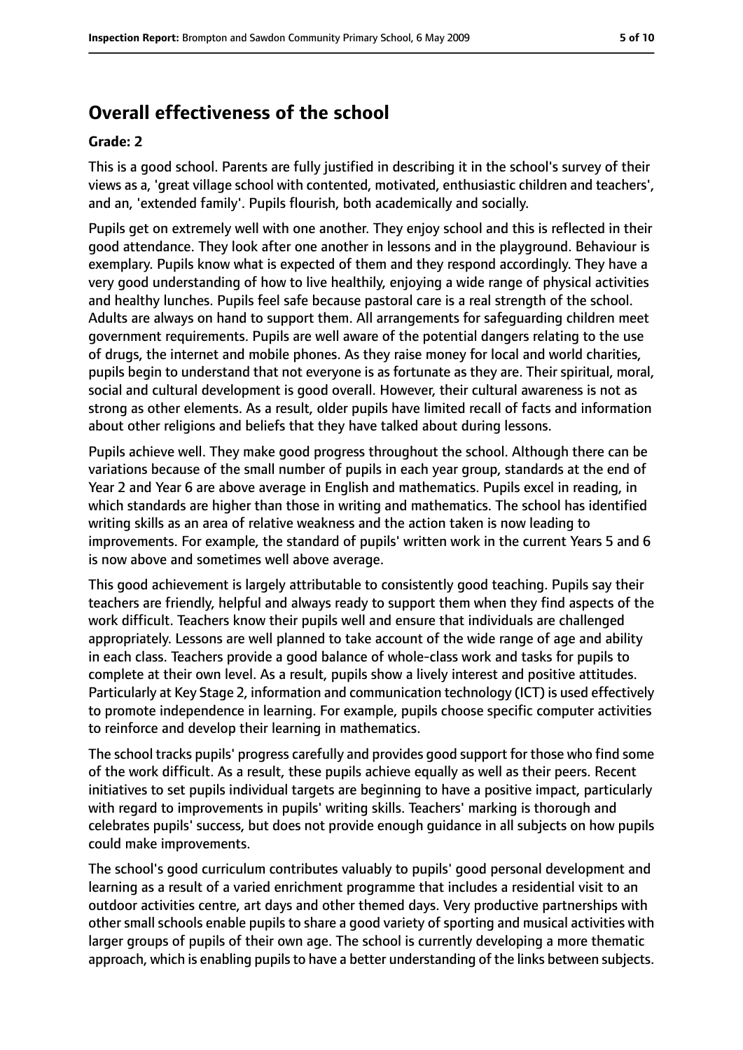## Overall effectiveness of the school

**Grade: 2**

This is a good school. Parents are fully justified in describing it in the school's survey of their views as a, 'great village school with contented, motivated, enthusiastic children and teachers', and an, 'extended family'. Pupils flourish, both academically and socially.

Pupils get on extremely well with one another. They enjoy school and this is reflected in their good attendance. They look after one another in lessons and in the playground. Behaviour is exemplary. Pupils know what is expected of them and they respond accordingly. They have a very good understanding of how to live healthily, enjoying a wide range of physical activities and healthy lunches. Pupils feel safe because pastoral care is a real strength of the school. Adults are always on hand to support them. All arrangements for safeguarding children meet government requirements. Pupils are well aware of the potential dangers relating to the use of drugs, the internet and mobile phones. As they raise money for local and world charities, pupils begin to understand that not everyone is as fortunate as they are. Their spiritual, moral, social and cultural development is good overall. However, their cultural awareness is not as strong as other elements. As a result, older pupils have limited recall of facts and information about other religions and beliefs that they have talked about during lessons.

Pupils achieve well. They make good progress throughout the school. Although there can be variations because of the small number of pupils in each year group, standards at the end of Year 2 and Year 6 are above average in English and mathematics. Pupils excel in reading, in which standards are higher than those in writing and mathematics. The school has identified writing skills as an area of relative weakness and the action taken is now leading to improvements. For example, the standard of pupils' written work in the current Years 5 and 6 is now above and sometimes well above average.

This good achievement is largely attributable to consistently good teaching. Pupils say their teachers are friendly, helpful and always ready to support them when they find aspects of the work difficult. Teachers know their pupils well and ensure that individuals are challenged appropriately. Lessons are well planned to take account of the wide range of age and ability in each class. Teachers provide a good balance of whole-class work and tasks for pupils to complete at their own level. As a result, pupils show a lively interest and positive attitudes. Particularly at Key Stage 2, information and communication technology (ICT) is used effectively to promote independence in learning. For example, pupils choose specific computer activities to reinforce and develop their learning in mathematics.

The school tracks pupils' progress carefully and provides good support for those who find some of the work difficult. As a result, these pupils achieve equally as well as their peers. Recent initiatives to set pupils individual targets are beginning to have a positive impact, particularly with regard to improvements in pupils' writing skills. Teachers' marking is thorough and celebrates pupils' success, but does not provide enough guidance in all subjects on how pupils could make improvements.

The school's good curriculum contributes valuably to pupils' good personal development and learning as a result of a varied enrichment programme that includes a residential visit to an outdoor activities centre, art days and other themed days. Very productive partnerships with other small schools enable pupils to share a good variety of sporting and musical activities with larger groups of pupils of their own age. The school is currently developing a more thematic approach, which is enabling pupils to have a better understanding of the links between subjects.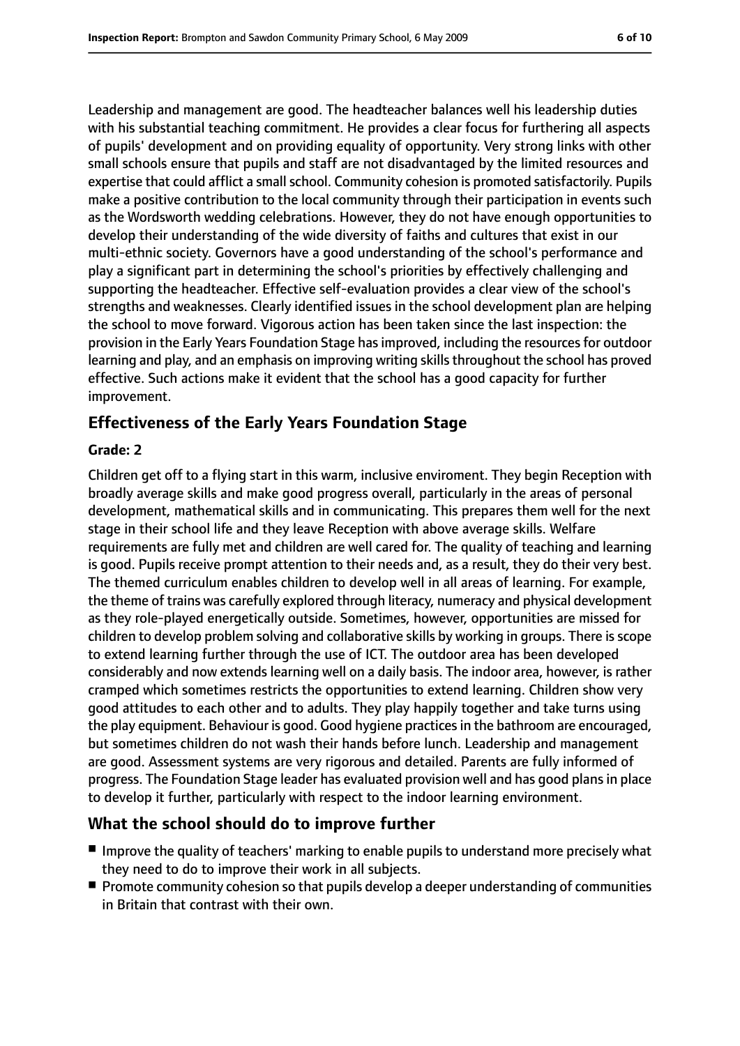Leadership and management are good. The headteacher balances well his leadership duties with his substantial teaching commitment. He provides a clear focus for furthering all aspects of pupils' development and on providing equality of opportunity. Very strong links with other small schools ensure that pupils and staff are not disadvantaged by the limited resources and expertise that could afflict a small school. Community cohesion is promoted satisfactorily. Pupils make a positive contribution to the local community through their participation in events such as the Wordsworth wedding celebrations. However, they do not have enough opportunities to develop their understanding of the wide diversity of faiths and cultures that exist in our multi-ethnic society. Governors have a good understanding of the school's performance and play a significant part in determining the school's priorities by effectively challenging and supporting the headteacher. Effective self-evaluation provides a clear view of the school's strengths and weaknesses. Clearly identified issues in the school development plan are helping the school to move forward. Vigorous action has been taken since the last inspection: the provision in the Early Years Foundation Stage has improved, including the resources for outdoor learning and play, and an emphasis on improving writing skills throughout the school has proved effective. Such actions make it evident that the school has a good capacity for further improvement.

## Effectiveness of the Early Years Foundation Stage

**Grade: 2**

Children get off to a flying start in this warm, inclusive enviroment. They begin Reception with broadly average skills and make good progress overall, particularly in the areas of personal development, mathematical skills and in communicating. This prepares them well for the next stage in their school life and they leave Reception with above average skills. Welfare requirements are fully met and children are well cared for. The quality of teaching and learning is good. Pupils receive prompt attention to their needs and, as a result, they do their very best. The themed curriculum enables children to develop well in all areas of learning. For example, the theme of trains was carefully explored through literacy, numeracy and physical development as they role-played energetically outside. Sometimes, however, opportunities are missed for children to develop problem solving and collaborative skills by working in groups. There is scope to extend learning further through the use of ICT. The outdoor area has been developed considerably and now extends learning well on a daily basis. The indoor area, however, is rather cramped which sometimes restricts the opportunities to extend learning. Children show very good attitudes to each other and to adults. They play happily together and take turns using the play equipment. Behaviour is good. Good hygiene practices in the bathroom are encouraged, but sometimes children do not wash their hands before lunch. Leadership and management are good. Assessment systems are very rigorous and detailed. Parents are fully informed of progress. The Foundation Stage leader has evaluated provision well and has good plans in place to develop it further, particularly with respect to the indoor learning environment.

## What the school should do to improve further

- Improve the quality of teachers' marking to enable pupils to understand more precisely what they need to do to improve their work in all subjects.
- Promote community cohesion so that pupils develop a deeper understanding of communities in Britain that contrast with their own.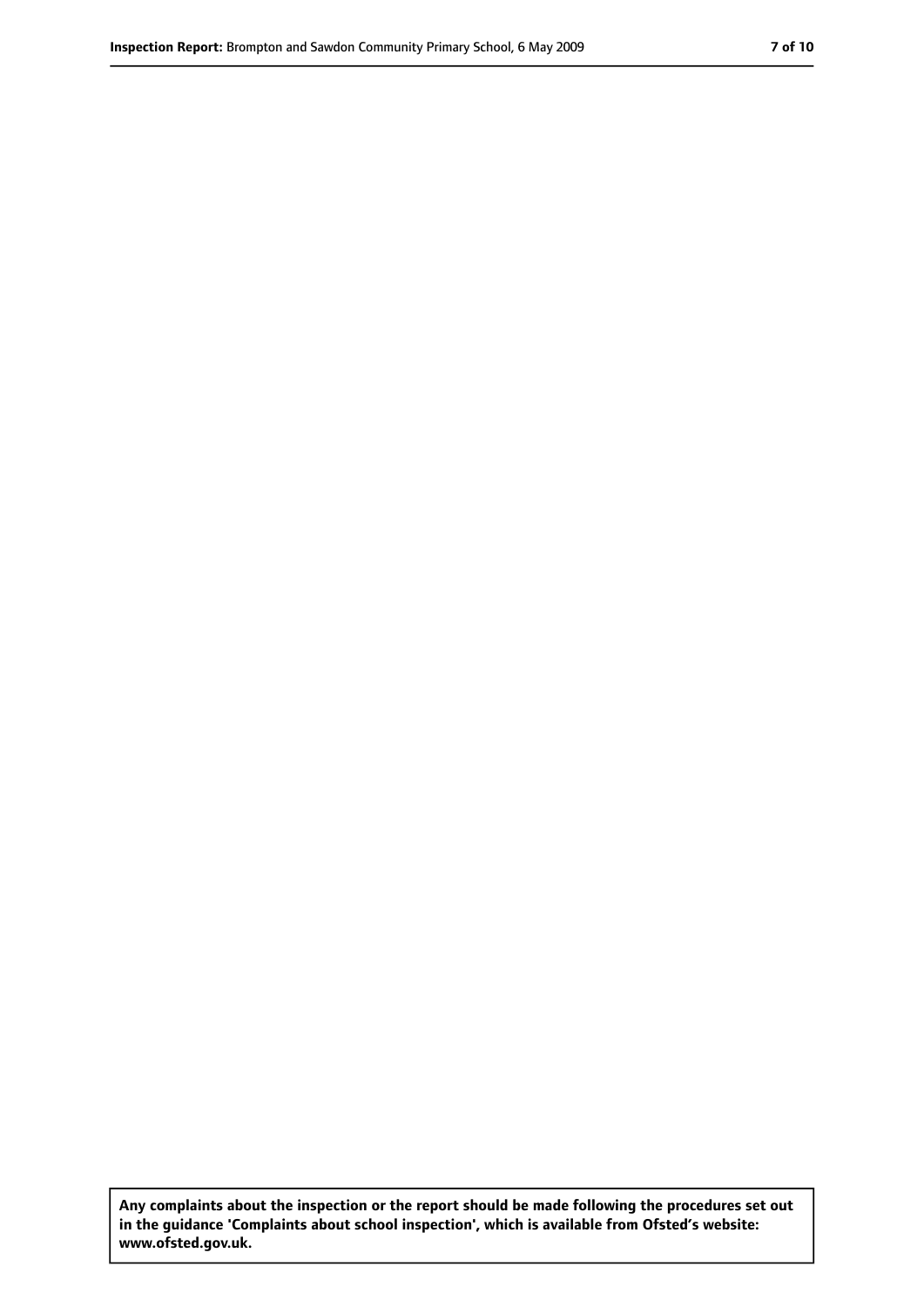**Any complaints about the inspection or the report should be made following the procedures set out in the guidance 'Complaints about school inspection', which is available from Ofsted's website: www.ofsted.gov.uk.**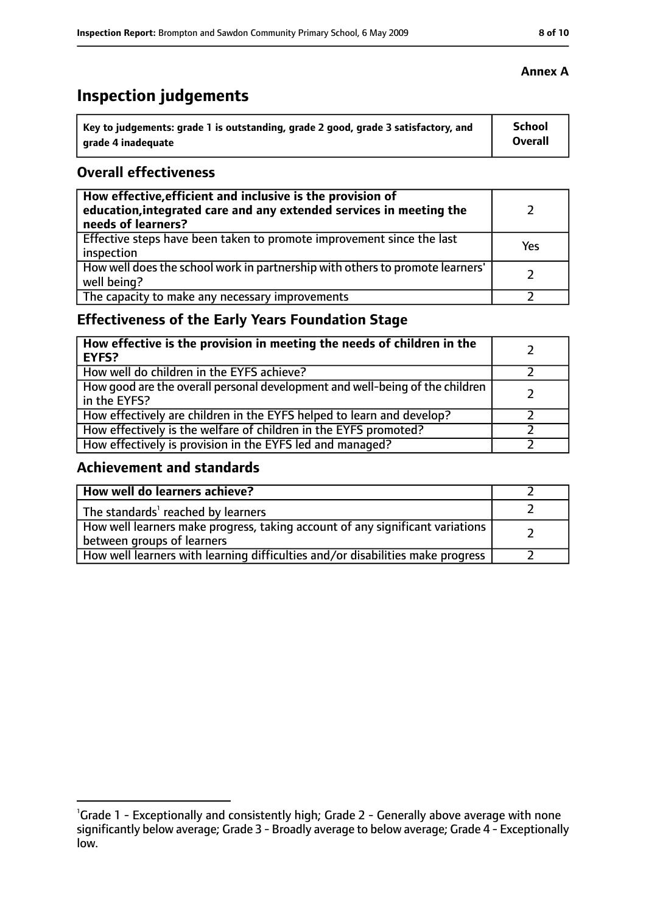**Annex A**

# Inspection judgements

| Key to judgements: grade 1 is outstanding, grade 2 good, grade 3 satisfactory, and grade 4 inadequate | School Overall |
|---|---|

## Overall effectiveness

| | |
|---|---|
| **How effective, efficient and inclusive is the provision of education, integrated care and any extended services in meeting the needs of learners?** | 2 |
| Effective steps have been taken to promote improvement since the last inspection | Yes |
| How well does the school work in partnership with others to promote learners' well being? | 2 |
| The capacity to make any necessary improvements | 2 |

## Effectiveness of the Early Years Foundation Stage

| | |
|---|---|
| **How effective is the provision in meeting the needs of children in the EYFS?** | 2 |
| How well do children in the EYFS achieve? | 2 |
| How good are the overall personal development and well-being of the children in the EYFS? | 2 |
| How effectively are children in the EYFS helped to learn and develop? | 2 |
| How effectively is the welfare of children in the EYFS promoted? | 2 |
| How effectively is provision in the EYFS led and managed? | 2 |

## Achievement and standards

| | |
|---|---|
| **How well do learners achieve?** | 2 |
| The standards[1] reached by learners | 2 |
| How well learners make progress, taking account of any significant variations between groups of learners | 2 |
| How well learners with learning difficulties and/or disabilities make progress | 2 |

[1] Grade 1 - Exceptionally and consistently high; Grade 2 - Generally above average with none significantly below average; Grade 3 - Broadly average to below average; Grade 4 - Exceptionally low.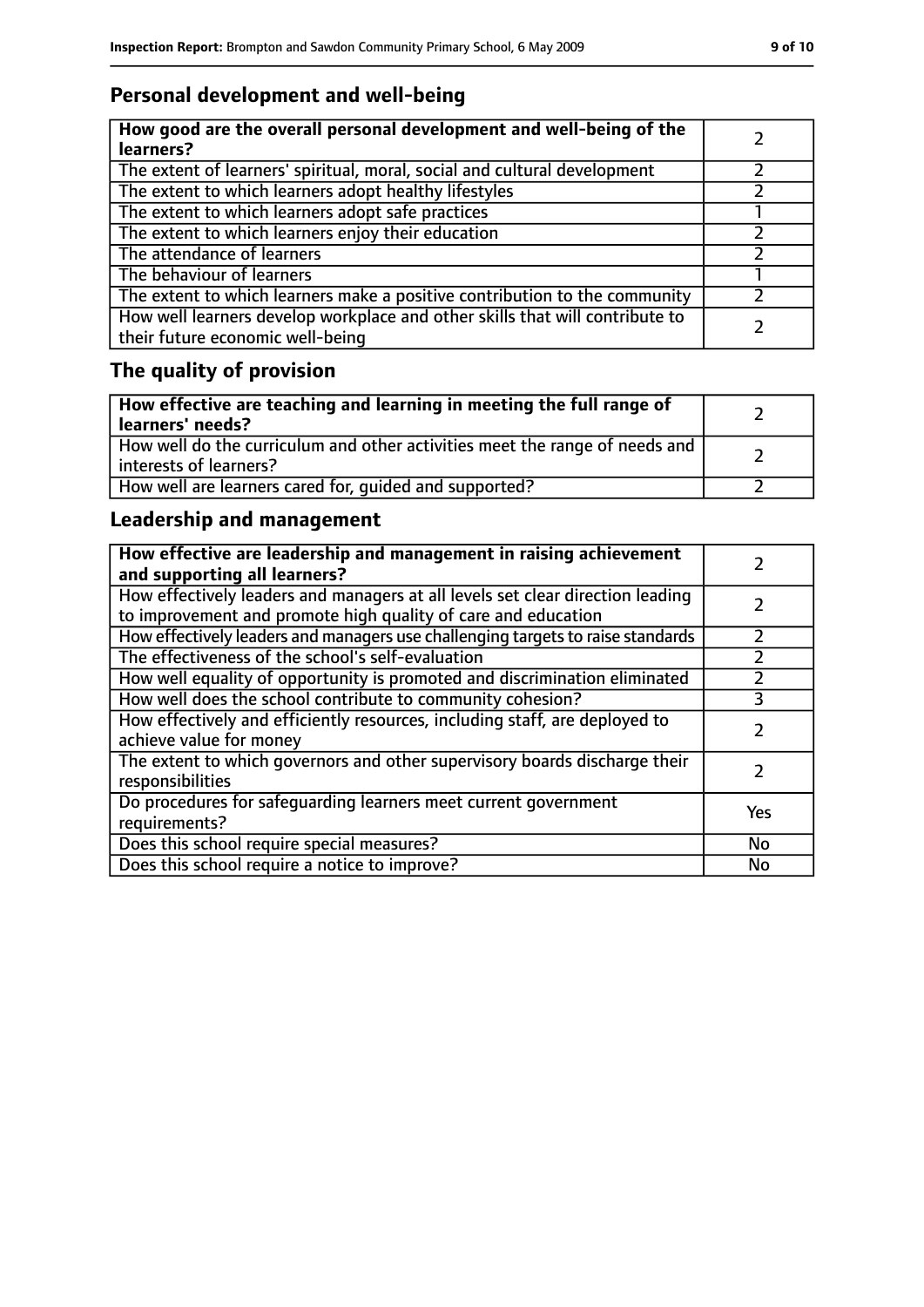## Personal development and well-being

| **How good are the overall personal development and well-being of the learners?** | 2 |
|---|---|
| The extent of learners' spiritual, moral, social and cultural development | 2 |
| The extent to which learners adopt healthy lifestyles | 2 |
| The extent to which learners adopt safe practices | 1 |
| The extent to which learners enjoy their education | 2 |
| The attendance of learners | 2 |
| The behaviour of learners | 1 |
| The extent to which learners make a positive contribution to the community | 2 |
| How well learners develop workplace and other skills that will contribute to their future economic well-being | 2 |

## The quality of provision

| **How effective are teaching and learning in meeting the full range of learners' needs?** | 2 |
|---|---|
| How well do the curriculum and other activities meet the range of needs and interests of learners? | 2 |
| How well are learners cared for, guided and supported? | 2 |

## Leadership and management

| **How effective are leadership and management in raising achievement and supporting all learners?** | 2 |
|---|---|
| How effectively leaders and managers at all levels set clear direction leading to improvement and promote high quality of care and education | 2 |
| How effectively leaders and managers use challenging targets to raise standards | 2 |
| The effectiveness of the school's self-evaluation | 2 |
| How well equality of opportunity is promoted and discrimination eliminated | 2 |
| How well does the school contribute to community cohesion? | 3 |
| How effectively and efficiently resources, including staff, are deployed to achieve value for money | 2 |
| The extent to which governors and other supervisory boards discharge their responsibilities | 2 |
| Do procedures for safeguarding learners meet current government requirements? | Yes |
| Does this school require special measures? | No |
| Does this school require a notice to improve? | No |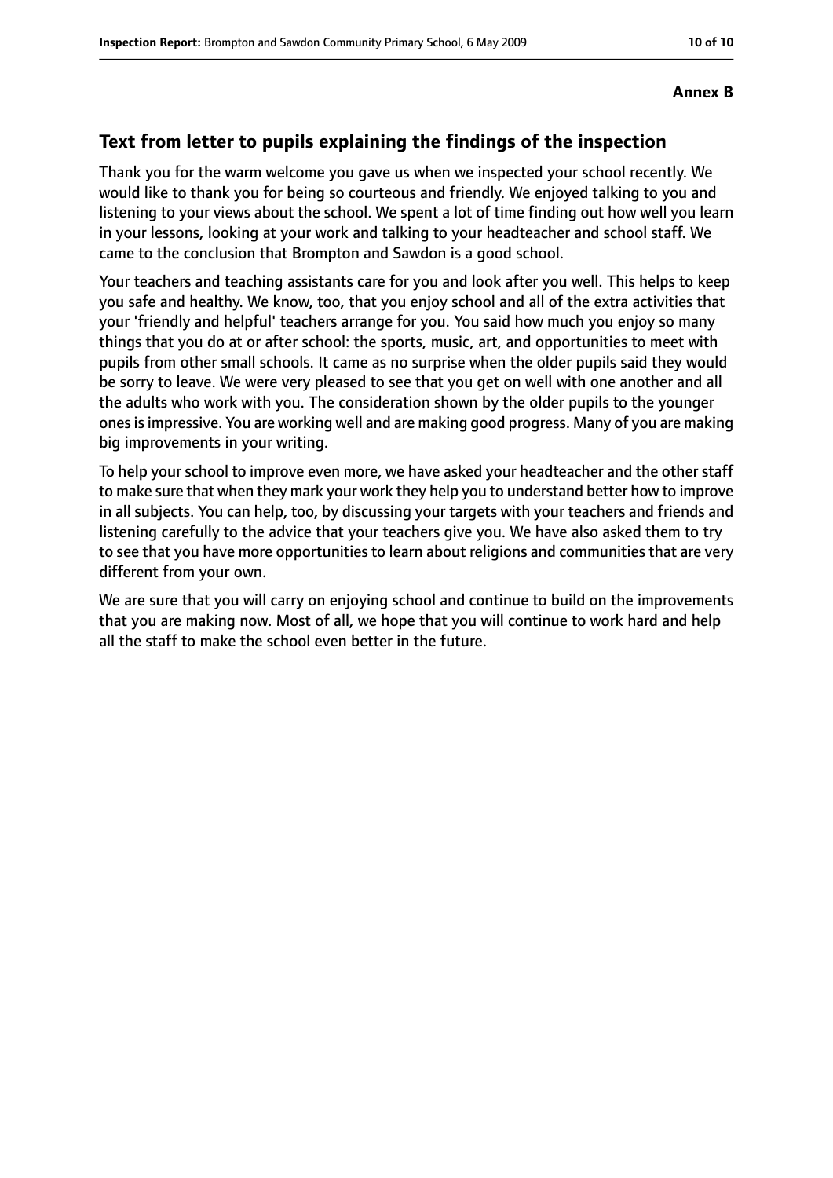**Annex B**

## Text from letter to pupils explaining the findings of the inspection

Thank you for the warm welcome you gave us when we inspected your school recently. We would like to thank you for being so courteous and friendly. We enjoyed talking to you and listening to your views about the school. We spent a lot of time finding out how well you learn in your lessons, looking at your work and talking to your headteacher and school staff. We came to the conclusion that Brompton and Sawdon is a good school.

Your teachers and teaching assistants care for you and look after you well. This helps to keep you safe and healthy. We know, too, that you enjoy school and all of the extra activities that your 'friendly and helpful' teachers arrange for you. You said how much you enjoy so many things that you do at or after school: the sports, music, art, and opportunities to meet with pupils from other small schools. It came as no surprise when the older pupils said they would be sorry to leave. We were very pleased to see that you get on well with one another and all the adults who work with you. The consideration shown by the older pupils to the younger ones is impressive. You are working well and are making good progress. Many of you are making big improvements in your writing.

To help your school to improve even more, we have asked your headteacher and the other staff to make sure that when they mark your work they help you to understand better how to improve in all subjects. You can help, too, by discussing your targets with your teachers and friends and listening carefully to the advice that your teachers give you. We have also asked them to try to see that you have more opportunities to learn about religions and communities that are very different from your own.

We are sure that you will carry on enjoying school and continue to build on the improvements that you are making now. Most of all, we hope that you will continue to work hard and help all the staff to make the school even better in the future.